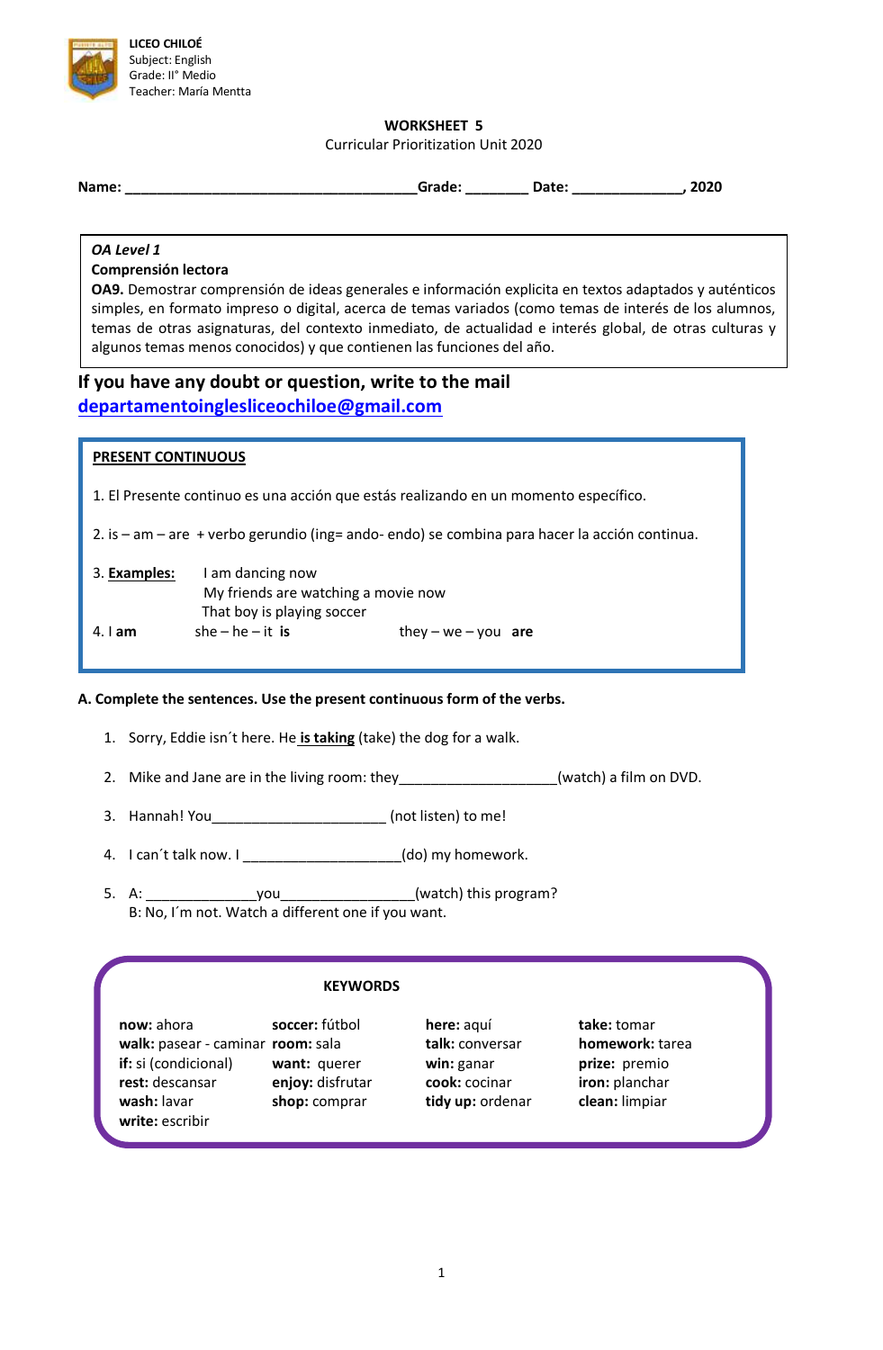**LICEO CHILOÉ**
Subject: English
Grade: II° Medio
Teacher: María Mentta

# WORKSHEET 5

Curricular Prioritization Unit 2020

**Name: ______________________________________Grade: ________ Date: ______________, 2020**

> ***OA Level 1***
> **Comprensión lectora**
> **OA9.** Demostrar comprensión de ideas generales e información explicita en textos adaptados y auténticos simples, en formato impreso o digital, acerca de temas variados (como temas de interés de los alumnos, temas de otras asignaturas, del contexto inmediato, de actualidad e interés global, de otras culturas y algunos temas menos conocidos) y que contienen las funciones del año.

## If you have any doubt or question, write to the mail departamentoinglesliceochiloe@gmail.com

**PRESENT CONTINUOUS**

1. El Presente continuo es una acción que estás realizando en un momento específico.

2. is – am – are + verbo gerundio (ing= ando- endo) se combina para hacer la acción continua.

3. **Examples:** I am dancing now
   My friends are watching a movie now
   That boy is playing soccer

4. I **am** she – he – it **is** they – we – you **are**

**A. Complete the sentences. Use the present continuous form of the verbs.**

1. Sorry, Eddie isn´t here. He **is taking** (take) the dog for a walk.
2. Mike and Jane are in the living room: they____________________(watch) a film on DVD.
3. Hannah! You______________________ (not listen) to me!
4. I can´t talk now. I ____________________(do) my homework.
5. A: ______________you_________________(watch) this program?
   B: No, I´m not. Watch a different one if you want.

**KEYWORDS**

| | | | |
|---|---|---|---|
| **now:** ahora | **soccer:** fútbol | **here:** aquí | **take:** tomar |
| **walk:** pasear - caminar | **room:** sala | **talk:** conversar | **homework:** tarea |
| **if:** si (condicional) | **want:** querer | **win:** ganar | **prize:** premio |
| **rest:** descansar | **enjoy:** disfrutar | **cook:** cocinar | **iron:** planchar |
| **wash:** lavar | **shop:** comprar | **tidy up:** ordenar | **clean:** limpiar |
| **write:** escribir | | | |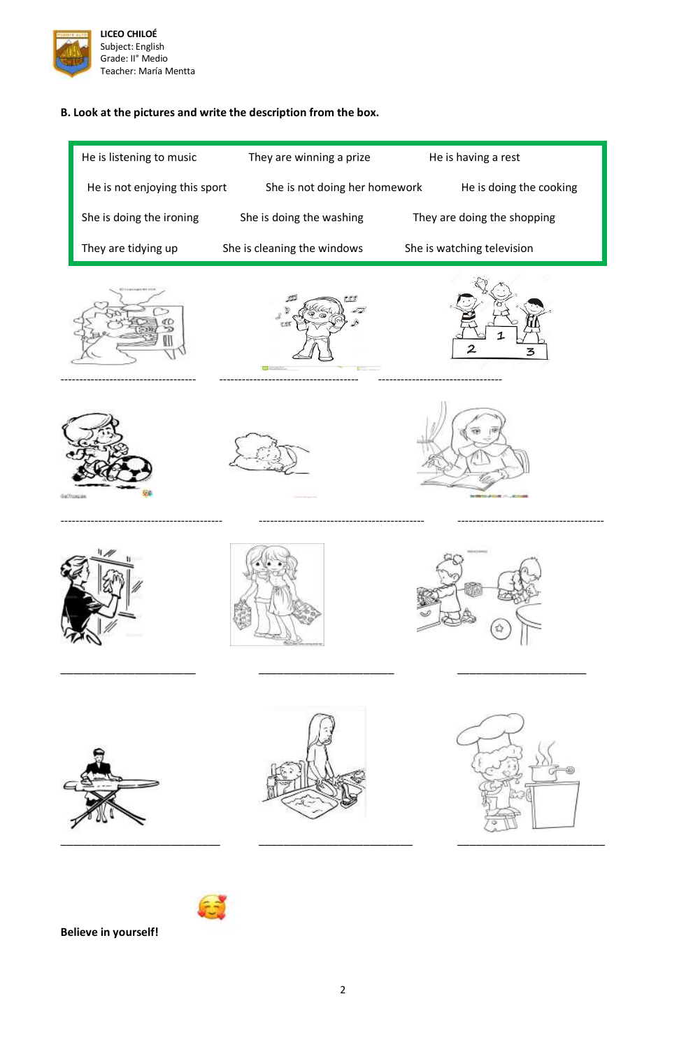LICEO CHILOÉ
Subject: English
Grade: II° Medio
Teacher: María Mentta

**B. Look at the pictures and write the description from the box.**

| | | |
|---|---|---|
| He is listening to music | They are winning a prize | He is having a rest |
| He is not enjoying this sport | She is not doing her homework | He is doing the cooking |
| She is doing the ironing | She is doing the washing | They are doing the shopping |
| They are tidying up | She is cleaning the windows | She is watching television |

------------------------------------ ------------------------------------ ------------------------------------

------------------------------------ ------------------------------------ ------------------------------------

______________________ ______________________ ______________________

______________________ ______________________ ______________________

**Believe in yourself!**